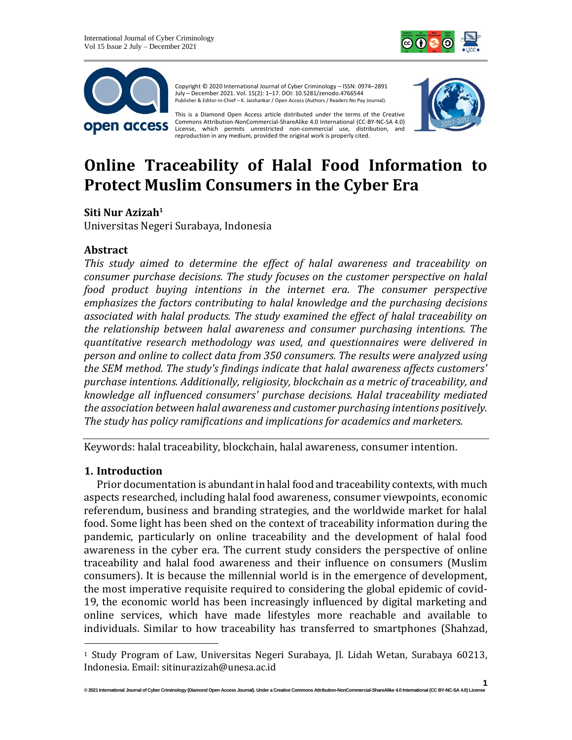Copyright © 2020 International Journal of Cyber Criminology – ISSN: 0974–2891 July – December 2021. Vol. 15(2): 1–17. DOI: 10.5281/zenodo.4766544
Publisher & Editor-in-Chief – K. Jaishankar / Open Access (Authors / Readers No Pay Journal).

This is a Diamond Open Access article distributed under the terms of the Creative Commons Attribution-NonCommercial-ShareAlike 4.0 International (CC-BY-NC-SA 4.0) License, which permits unrestricted non-commercial use, distribution, and reproduction in any medium, provided the original work is properly cited.

# Online Traceability of Halal Food Information to Protect Muslim Consumers in the Cyber Era

**Siti Nur Azizah**[1]
Universitas Negeri Surabaya, Indonesia

## Abstract

*This study aimed to determine the effect of halal awareness and traceability on consumer purchase decisions. The study focuses on the customer perspective on halal food product buying intentions in the internet era. The consumer perspective emphasizes the factors contributing to halal knowledge and the purchasing decisions associated with halal products. The study examined the effect of halal traceability on the relationship between halal awareness and consumer purchasing intentions. The quantitative research methodology was used, and questionnaires were delivered in person and online to collect data from 350 consumers. The results were analyzed using the SEM method. The study's findings indicate that halal awareness affects customers' purchase intentions. Additionally, religiosity, blockchain as a metric of traceability, and knowledge all influenced consumers' purchase decisions. Halal traceability mediated the association between halal awareness and customer purchasing intentions positively. The study has policy ramifications and implications for academics and marketers.*

Keywords: halal traceability, blockchain, halal awareness, consumer intention.

## 1. Introduction

Prior documentation is abundant in halal food and traceability contexts, with much aspects researched, including halal food awareness, consumer viewpoints, economic referendum, business and branding strategies, and the worldwide market for halal food. Some light has been shed on the context of traceability information during the pandemic, particularly on online traceability and the development of halal food awareness in the cyber era. The current study considers the perspective of online traceability and halal food awareness and their influence on consumers (Muslim consumers). It is because the millennial world is in the emergence of development, the most imperative requisite required to considering the global epidemic of covid-19, the economic world has been increasingly influenced by digital marketing and online services, which have made lifestyles more reachable and available to individuals. Similar to how traceability has transferred to smartphones (Shahzad,

[1] Study Program of Law, Universitas Negeri Surabaya, Jl. Lidah Wetan, Surabaya 60213, Indonesia. Email: sitinurazizah@unesa.ac.id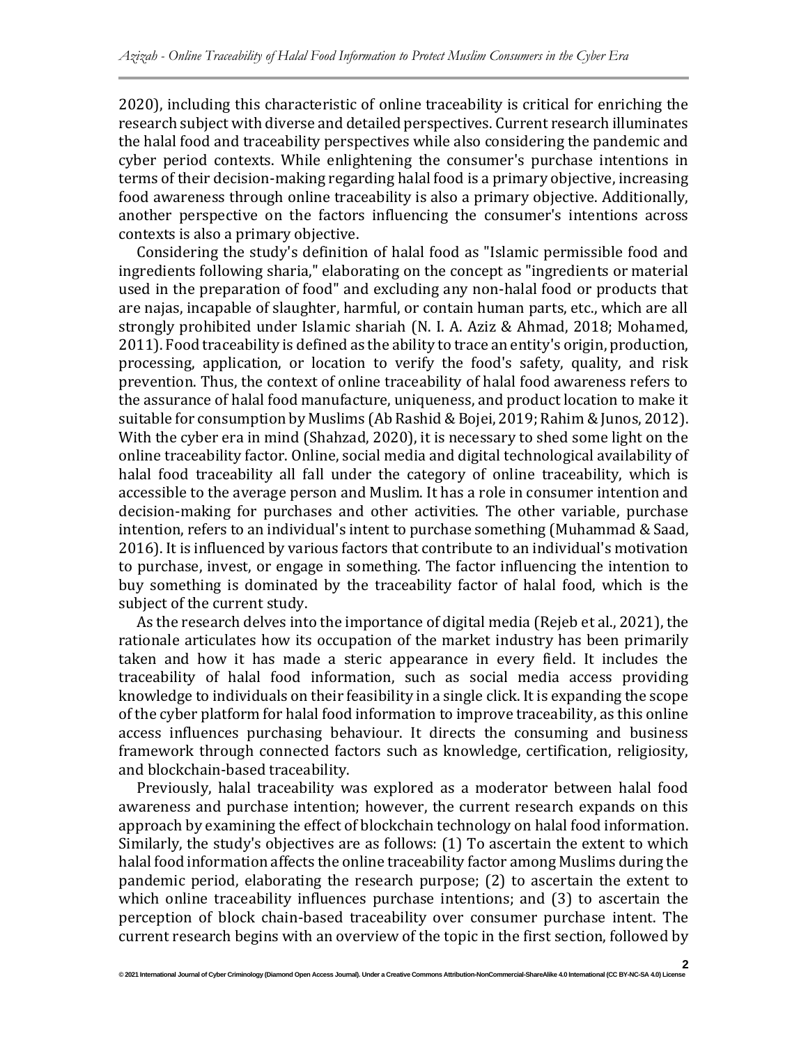2020), including this characteristic of online traceability is critical for enriching the research subject with diverse and detailed perspectives. Current research illuminates the halal food and traceability perspectives while also considering the pandemic and cyber period contexts. While enlightening the consumer's purchase intentions in terms of their decision-making regarding halal food is a primary objective, increasing food awareness through online traceability is also a primary objective. Additionally, another perspective on the factors influencing the consumer's intentions across contexts is also a primary objective.

Considering the study's definition of halal food as "Islamic permissible food and ingredients following sharia," elaborating on the concept as "ingredients or material used in the preparation of food" and excluding any non-halal food or products that are najas, incapable of slaughter, harmful, or contain human parts, etc., which are all strongly prohibited under Islamic shariah (N. I. A. Aziz & Ahmad, 2018; Mohamed, 2011). Food traceability is defined as the ability to trace an entity's origin, production, processing, application, or location to verify the food's safety, quality, and risk prevention. Thus, the context of online traceability of halal food awareness refers to the assurance of halal food manufacture, uniqueness, and product location to make it suitable for consumption by Muslims (Ab Rashid & Bojei, 2019; Rahim & Junos, 2012). With the cyber era in mind (Shahzad, 2020), it is necessary to shed some light on the online traceability factor. Online, social media and digital technological availability of halal food traceability all fall under the category of online traceability, which is accessible to the average person and Muslim. It has a role in consumer intention and decision-making for purchases and other activities. The other variable, purchase intention, refers to an individual's intent to purchase something (Muhammad & Saad, 2016). It is influenced by various factors that contribute to an individual's motivation to purchase, invest, or engage in something. The factor influencing the intention to buy something is dominated by the traceability factor of halal food, which is the subject of the current study.

As the research delves into the importance of digital media (Rejeb et al., 2021), the rationale articulates how its occupation of the market industry has been primarily taken and how it has made a steric appearance in every field. It includes the traceability of halal food information, such as social media access providing knowledge to individuals on their feasibility in a single click. It is expanding the scope of the cyber platform for halal food information to improve traceability, as this online access influences purchasing behaviour. It directs the consuming and business framework through connected factors such as knowledge, certification, religiosity, and blockchain-based traceability.

Previously, halal traceability was explored as a moderator between halal food awareness and purchase intention; however, the current research expands on this approach by examining the effect of blockchain technology on halal food information. Similarly, the study's objectives are as follows: (1) To ascertain the extent to which halal food information affects the online traceability factor among Muslims during the pandemic period, elaborating the research purpose; (2) to ascertain the extent to which online traceability influences purchase intentions; and (3) to ascertain the perception of block chain-based traceability over consumer purchase intent. The current research begins with an overview of the topic in the first section, followed by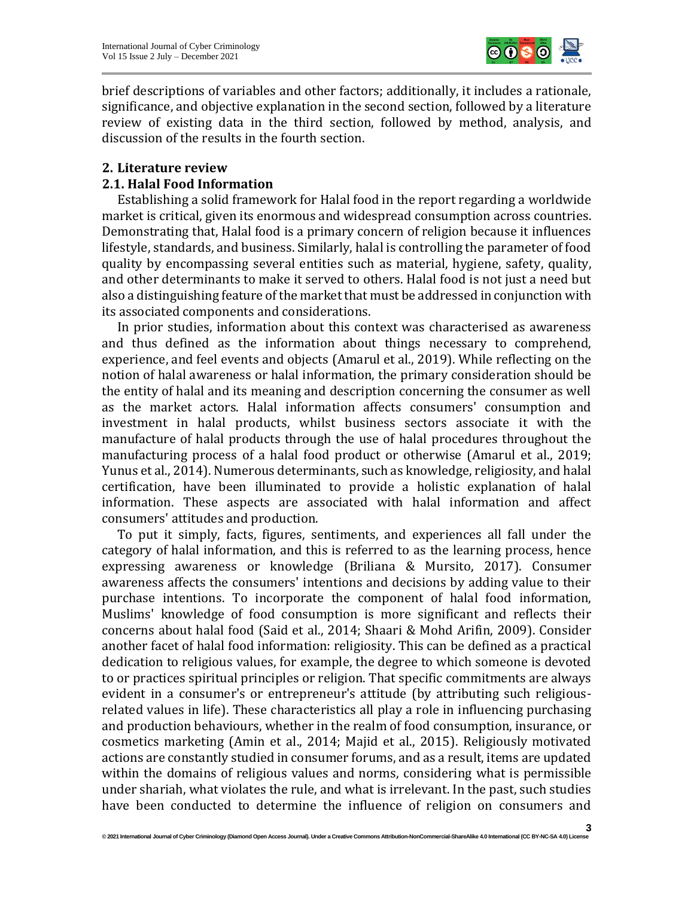brief descriptions of variables and other factors; additionally, it includes a rationale, significance, and objective explanation in the second section, followed by a literature review of existing data in the third section, followed by method, analysis, and discussion of the results in the fourth section.

## 2. Literature review

### 2.1. Halal Food Information

Establishing a solid framework for Halal food in the report regarding a worldwide market is critical, given its enormous and widespread consumption across countries. Demonstrating that, Halal food is a primary concern of religion because it influences lifestyle, standards, and business. Similarly, halal is controlling the parameter of food quality by encompassing several entities such as material, hygiene, safety, quality, and other determinants to make it served to others. Halal food is not just a need but also a distinguishing feature of the market that must be addressed in conjunction with its associated components and considerations.

In prior studies, information about this context was characterised as awareness and thus defined as the information about things necessary to comprehend, experience, and feel events and objects (Amarul et al., 2019). While reflecting on the notion of halal awareness or halal information, the primary consideration should be the entity of halal and its meaning and description concerning the consumer as well as the market actors. Halal information affects consumers' consumption and investment in halal products, whilst business sectors associate it with the manufacture of halal products through the use of halal procedures throughout the manufacturing process of a halal food product or otherwise (Amarul et al., 2019; Yunus et al., 2014). Numerous determinants, such as knowledge, religiosity, and halal certification, have been illuminated to provide a holistic explanation of halal information. These aspects are associated with halal information and affect consumers' attitudes and production.

To put it simply, facts, figures, sentiments, and experiences all fall under the category of halal information, and this is referred to as the learning process, hence expressing awareness or knowledge (Briliana & Mursito, 2017). Consumer awareness affects the consumers' intentions and decisions by adding value to their purchase intentions. To incorporate the component of halal food information, Muslims' knowledge of food consumption is more significant and reflects their concerns about halal food (Said et al., 2014; Shaari & Mohd Arifin, 2009). Consider another facet of halal food information: religiosity. This can be defined as a practical dedication to religious values, for example, the degree to which someone is devoted to or practices spiritual principles or religion. That specific commitments are always evident in a consumer's or entrepreneur's attitude (by attributing such religious-related values in life). These characteristics all play a role in influencing purchasing and production behaviours, whether in the realm of food consumption, insurance, or cosmetics marketing (Amin et al., 2014; Majid et al., 2015). Religiously motivated actions are constantly studied in consumer forums, and as a result, items are updated within the domains of religious values and norms, considering what is permissible under shariah, what violates the rule, and what is irrelevant. In the past, such studies have been conducted to determine the influence of religion on consumers and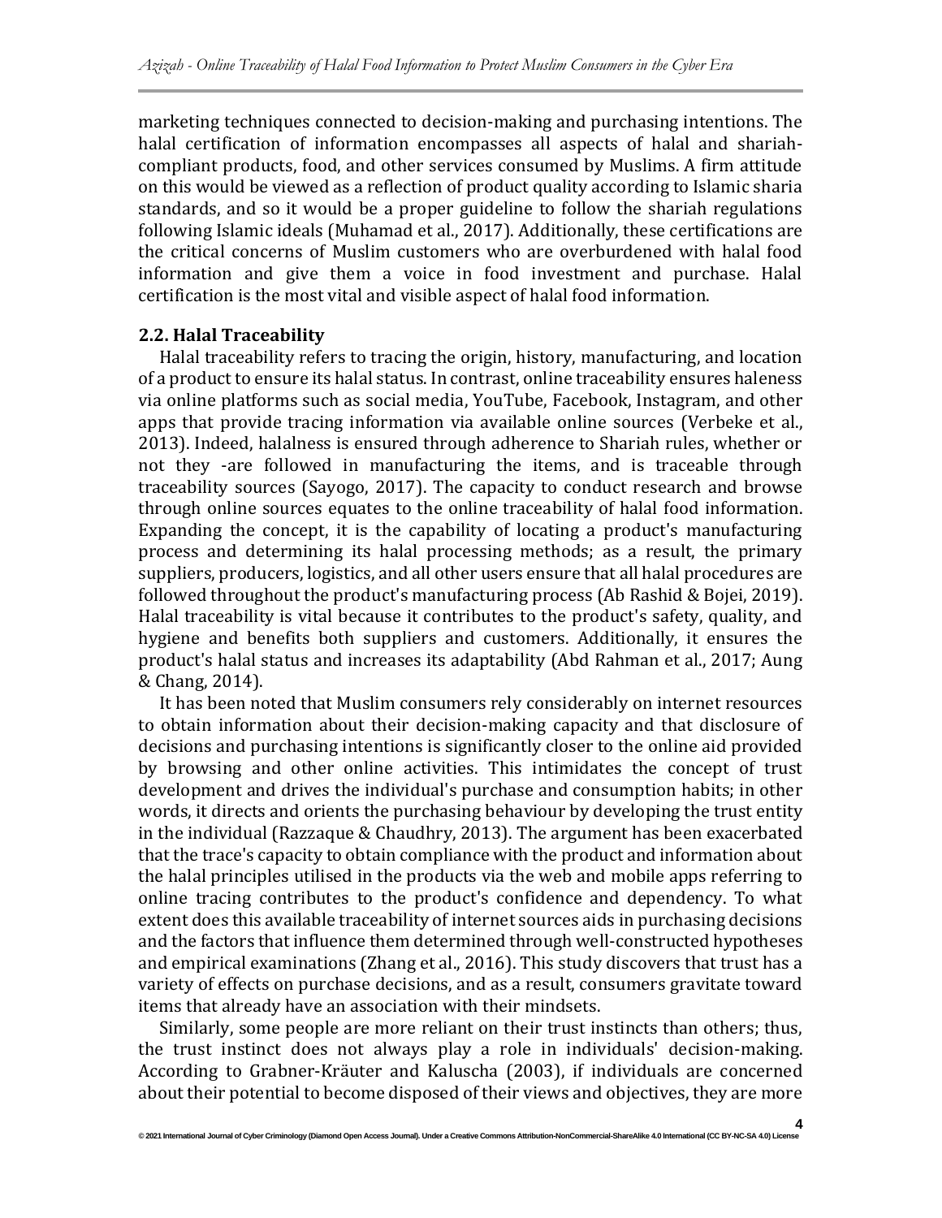marketing techniques connected to decision-making and purchasing intentions. The halal certification of information encompasses all aspects of halal and shariah-compliant products, food, and other services consumed by Muslims. A firm attitude on this would be viewed as a reflection of product quality according to Islamic sharia standards, and so it would be a proper guideline to follow the shariah regulations following Islamic ideals (Muhamad et al., 2017). Additionally, these certifications are the critical concerns of Muslim customers who are overburdened with halal food information and give them a voice in food investment and purchase. Halal certification is the most vital and visible aspect of halal food information.

## 2.2. Halal Traceability

Halal traceability refers to tracing the origin, history, manufacturing, and location of a product to ensure its halal status. In contrast, online traceability ensures haleness via online platforms such as social media, YouTube, Facebook, Instagram, and other apps that provide tracing information via available online sources (Verbeke et al., 2013). Indeed, halalness is ensured through adherence to Shariah rules, whether or not they -are followed in manufacturing the items, and is traceable through traceability sources (Sayogo, 2017). The capacity to conduct research and browse through online sources equates to the online traceability of halal food information. Expanding the concept, it is the capability of locating a product's manufacturing process and determining its halal processing methods; as a result, the primary suppliers, producers, logistics, and all other users ensure that all halal procedures are followed throughout the product's manufacturing process (Ab Rashid & Bojei, 2019). Halal traceability is vital because it contributes to the product's safety, quality, and hygiene and benefits both suppliers and customers. Additionally, it ensures the product's halal status and increases its adaptability (Abd Rahman et al., 2017; Aung & Chang, 2014).

It has been noted that Muslim consumers rely considerably on internet resources to obtain information about their decision-making capacity and that disclosure of decisions and purchasing intentions is significantly closer to the online aid provided by browsing and other online activities. This intimidates the concept of trust development and drives the individual's purchase and consumption habits; in other words, it directs and orients the purchasing behaviour by developing the trust entity in the individual (Razzaque & Chaudhry, 2013). The argument has been exacerbated that the trace's capacity to obtain compliance with the product and information about the halal principles utilised in the products via the web and mobile apps referring to online tracing contributes to the product's confidence and dependency. To what extent does this available traceability of internet sources aids in purchasing decisions and the factors that influence them determined through well-constructed hypotheses and empirical examinations (Zhang et al., 2016). This study discovers that trust has a variety of effects on purchase decisions, and as a result, consumers gravitate toward items that already have an association with their mindsets.

Similarly, some people are more reliant on their trust instincts than others; thus, the trust instinct does not always play a role in individuals' decision-making. According to Grabner-Kräuter and Kaluscha (2003), if individuals are concerned about their potential to become disposed of their views and objectives, they are more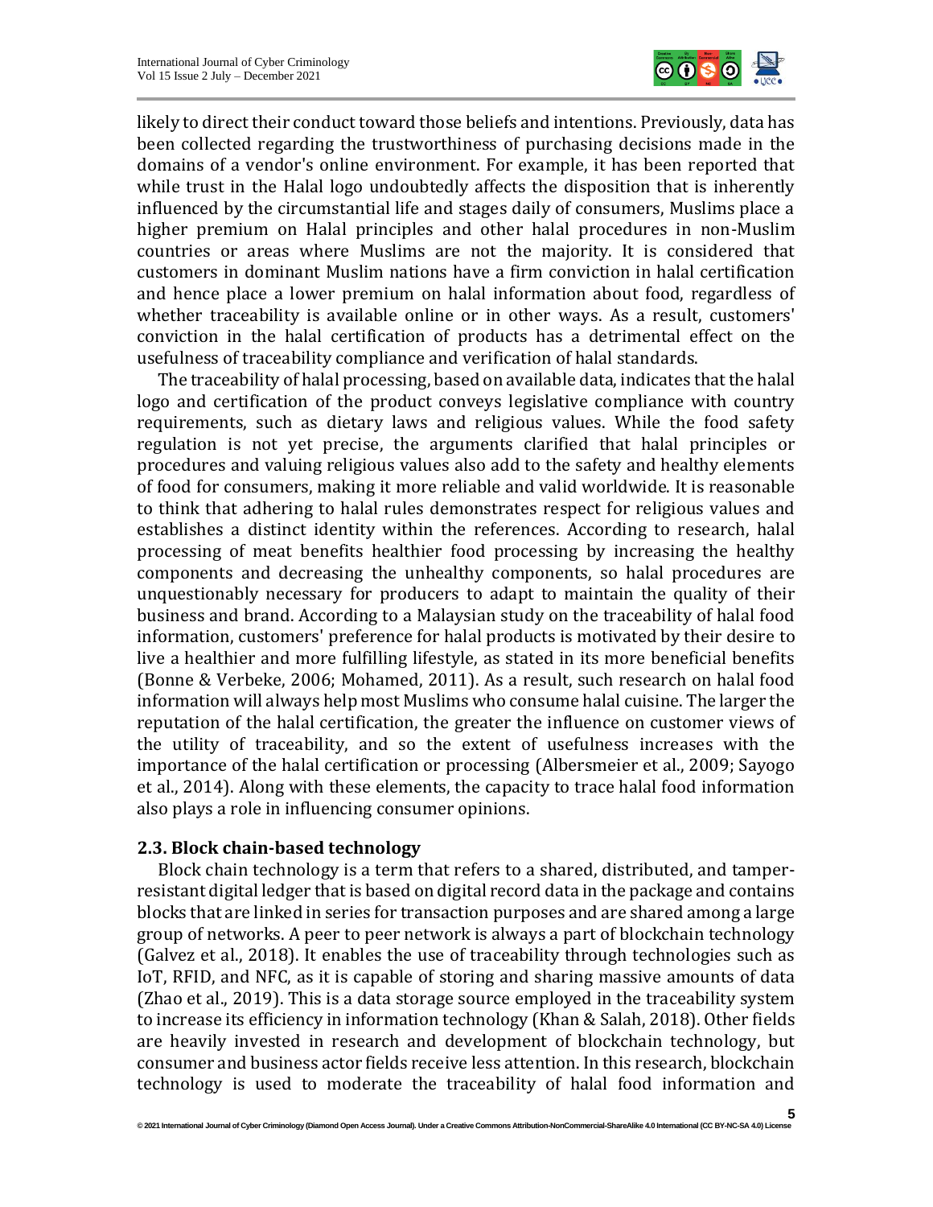likely to direct their conduct toward those beliefs and intentions. Previously, data has been collected regarding the trustworthiness of purchasing decisions made in the domains of a vendor's online environment. For example, it has been reported that while trust in the Halal logo undoubtedly affects the disposition that is inherently influenced by the circumstantial life and stages daily of consumers, Muslims place a higher premium on Halal principles and other halal procedures in non-Muslim countries or areas where Muslims are not the majority. It is considered that customers in dominant Muslim nations have a firm conviction in halal certification and hence place a lower premium on halal information about food, regardless of whether traceability is available online or in other ways. As a result, customers' conviction in the halal certification of products has a detrimental effect on the usefulness of traceability compliance and verification of halal standards.

The traceability of halal processing, based on available data, indicates that the halal logo and certification of the product conveys legislative compliance with country requirements, such as dietary laws and religious values. While the food safety regulation is not yet precise, the arguments clarified that halal principles or procedures and valuing religious values also add to the safety and healthy elements of food for consumers, making it more reliable and valid worldwide. It is reasonable to think that adhering to halal rules demonstrates respect for religious values and establishes a distinct identity within the references. According to research, halal processing of meat benefits healthier food processing by increasing the healthy components and decreasing the unhealthy components, so halal procedures are unquestionably necessary for producers to adapt to maintain the quality of their business and brand. According to a Malaysian study on the traceability of halal food information, customers' preference for halal products is motivated by their desire to live a healthier and more fulfilling lifestyle, as stated in its more beneficial benefits (Bonne & Verbeke, 2006; Mohamed, 2011). As a result, such research on halal food information will always help most Muslims who consume halal cuisine. The larger the reputation of the halal certification, the greater the influence on customer views of the utility of traceability, and so the extent of usefulness increases with the importance of the halal certification or processing (Albersmeier et al., 2009; Sayogo et al., 2014). Along with these elements, the capacity to trace halal food information also plays a role in influencing consumer opinions.

### 2.3. Block chain-based technology

Block chain technology is a term that refers to a shared, distributed, and tamper-resistant digital ledger that is based on digital record data in the package and contains blocks that are linked in series for transaction purposes and are shared among a large group of networks. A peer to peer network is always a part of blockchain technology (Galvez et al., 2018). It enables the use of traceability through technologies such as IoT, RFID, and NFC, as it is capable of storing and sharing massive amounts of data (Zhao et al., 2019). This is a data storage source employed in the traceability system to increase its efficiency in information technology (Khan & Salah, 2018). Other fields are heavily invested in research and development of blockchain technology, but consumer and business actor fields receive less attention. In this research, blockchain technology is used to moderate the traceability of halal food information and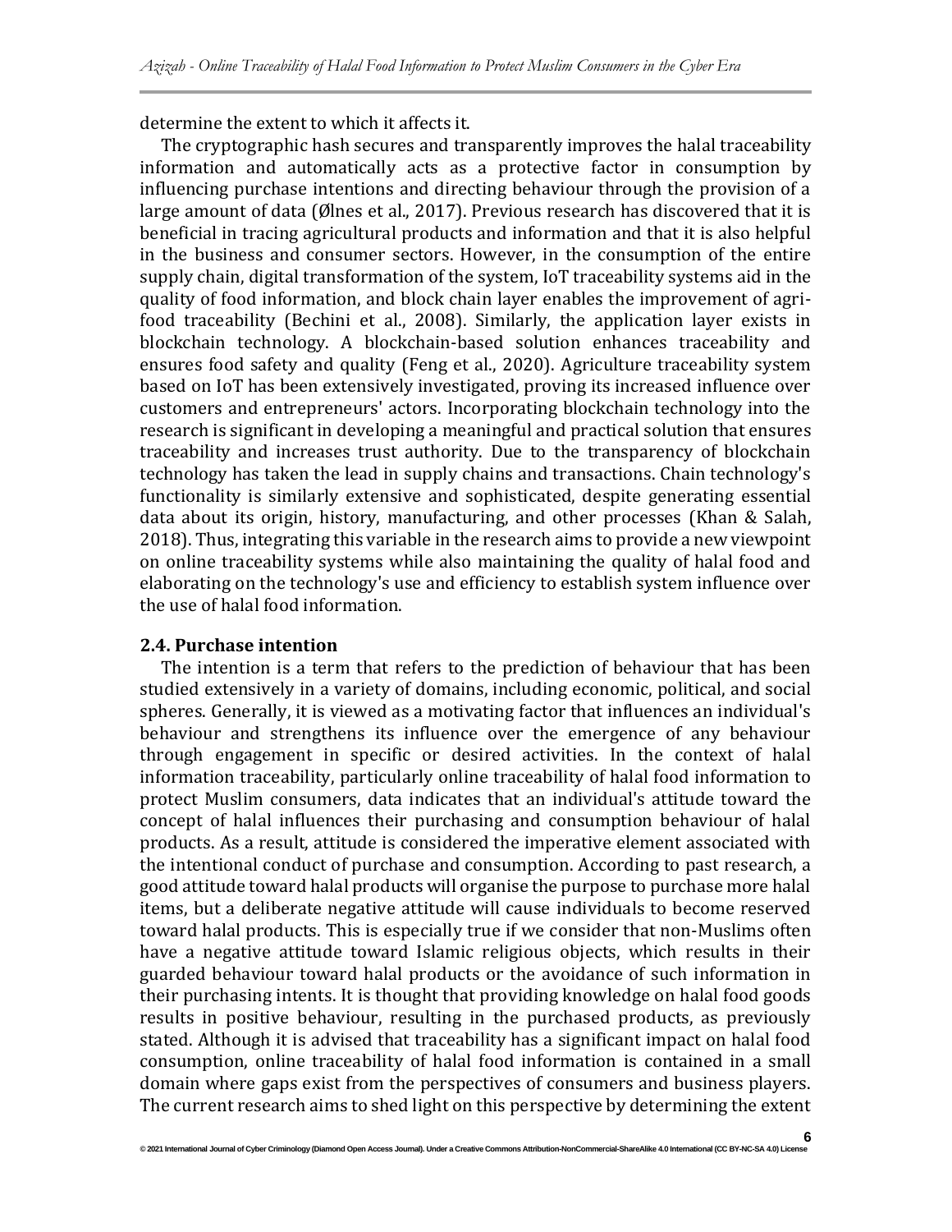determine the extent to which it affects it.

The cryptographic hash secures and transparently improves the halal traceability information and automatically acts as a protective factor in consumption by influencing purchase intentions and directing behaviour through the provision of a large amount of data (Ølnes et al., 2017). Previous research has discovered that it is beneficial in tracing agricultural products and information and that it is also helpful in the business and consumer sectors. However, in the consumption of the entire supply chain, digital transformation of the system, IoT traceability systems aid in the quality of food information, and block chain layer enables the improvement of agri-food traceability (Bechini et al., 2008). Similarly, the application layer exists in blockchain technology. A blockchain-based solution enhances traceability and ensures food safety and quality (Feng et al., 2020). Agriculture traceability system based on IoT has been extensively investigated, proving its increased influence over customers and entrepreneurs' actors. Incorporating blockchain technology into the research is significant in developing a meaningful and practical solution that ensures traceability and increases trust authority. Due to the transparency of blockchain technology has taken the lead in supply chains and transactions. Chain technology's functionality is similarly extensive and sophisticated, despite generating essential data about its origin, history, manufacturing, and other processes (Khan & Salah, 2018). Thus, integrating this variable in the research aims to provide a new viewpoint on online traceability systems while also maintaining the quality of halal food and elaborating on the technology's use and efficiency to establish system influence over the use of halal food information.

## 2.4. Purchase intention

The intention is a term that refers to the prediction of behaviour that has been studied extensively in a variety of domains, including economic, political, and social spheres. Generally, it is viewed as a motivating factor that influences an individual's behaviour and strengthens its influence over the emergence of any behaviour through engagement in specific or desired activities. In the context of halal information traceability, particularly online traceability of halal food information to protect Muslim consumers, data indicates that an individual's attitude toward the concept of halal influences their purchasing and consumption behaviour of halal products. As a result, attitude is considered the imperative element associated with the intentional conduct of purchase and consumption. According to past research, a good attitude toward halal products will organise the purpose to purchase more halal items, but a deliberate negative attitude will cause individuals to become reserved toward halal products. This is especially true if we consider that non-Muslims often have a negative attitude toward Islamic religious objects, which results in their guarded behaviour toward halal products or the avoidance of such information in their purchasing intents. It is thought that providing knowledge on halal food goods results in positive behaviour, resulting in the purchased products, as previously stated. Although it is advised that traceability has a significant impact on halal food consumption, online traceability of halal food information is contained in a small domain where gaps exist from the perspectives of consumers and business players. The current research aims to shed light on this perspective by determining the extent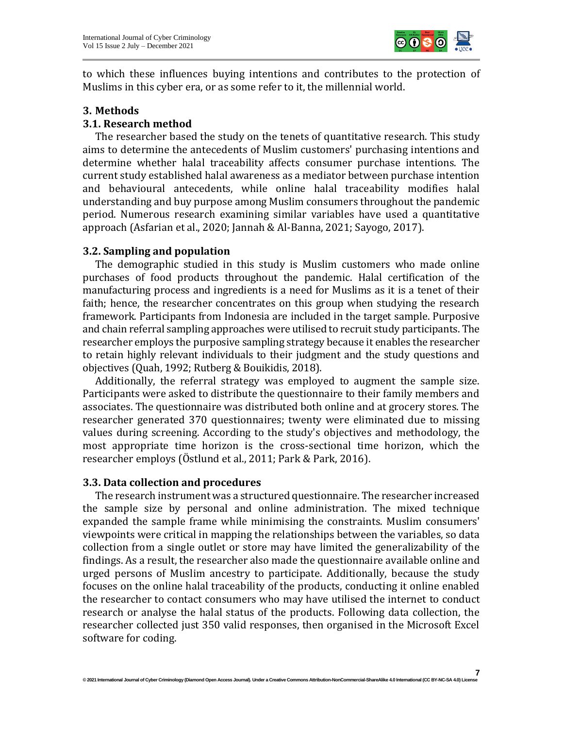to which these influences buying intentions and contributes to the protection of Muslims in this cyber era, or as some refer to it, the millennial world.

## 3. Methods

### 3.1. Research method

The researcher based the study on the tenets of quantitative research. This study aims to determine the antecedents of Muslim customers' purchasing intentions and determine whether halal traceability affects consumer purchase intentions. The current study established halal awareness as a mediator between purchase intention and behavioural antecedents, while online halal traceability modifies halal understanding and buy purpose among Muslim consumers throughout the pandemic period. Numerous research examining similar variables have used a quantitative approach (Asfarian et al., 2020; Jannah & Al-Banna, 2021; Sayogo, 2017).

### 3.2. Sampling and population

The demographic studied in this study is Muslim customers who made online purchases of food products throughout the pandemic. Halal certification of the manufacturing process and ingredients is a need for Muslims as it is a tenet of their faith; hence, the researcher concentrates on this group when studying the research framework. Participants from Indonesia are included in the target sample. Purposive and chain referral sampling approaches were utilised to recruit study participants. The researcher employs the purposive sampling strategy because it enables the researcher to retain highly relevant individuals to their judgment and the study questions and objectives (Quah, 1992; Rutberg & Bouikidis, 2018).

Additionally, the referral strategy was employed to augment the sample size. Participants were asked to distribute the questionnaire to their family members and associates. The questionnaire was distributed both online and at grocery stores. The researcher generated 370 questionnaires; twenty were eliminated due to missing values during screening. According to the study's objectives and methodology, the most appropriate time horizon is the cross-sectional time horizon, which the researcher employs (Östlund et al., 2011; Park & Park, 2016).

### 3.3. Data collection and procedures

The research instrument was a structured questionnaire. The researcher increased the sample size by personal and online administration. The mixed technique expanded the sample frame while minimising the constraints. Muslim consumers' viewpoints were critical in mapping the relationships between the variables, so data collection from a single outlet or store may have limited the generalizability of the findings. As a result, the researcher also made the questionnaire available online and urged persons of Muslim ancestry to participate. Additionally, because the study focuses on the online halal traceability of the products, conducting it online enabled the researcher to contact consumers who may have utilised the internet to conduct research or analyse the halal status of the products. Following data collection, the researcher collected just 350 valid responses, then organised in the Microsoft Excel software for coding.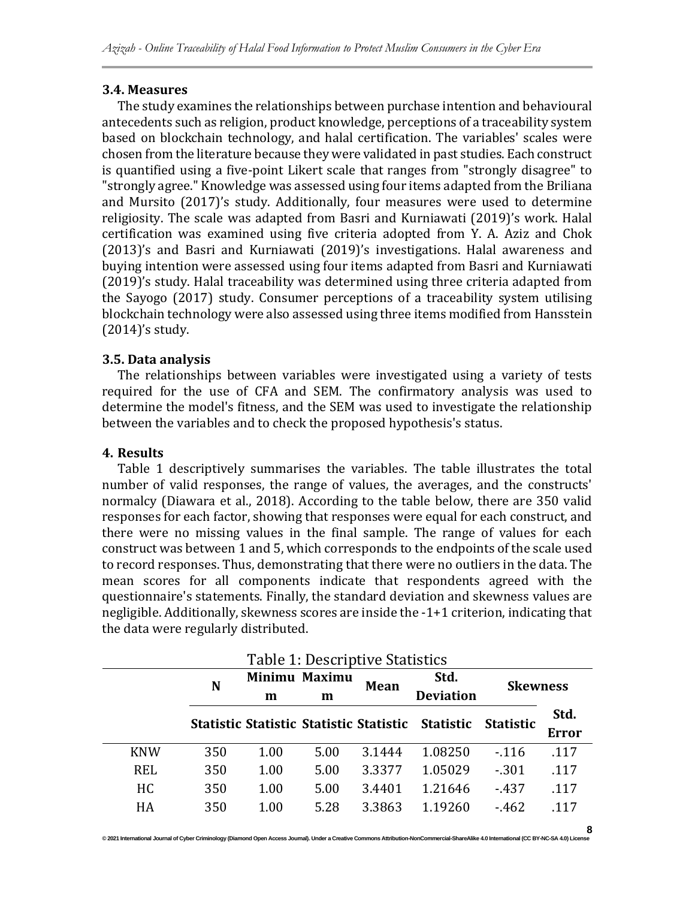### 3.4. Measures

The study examines the relationships between purchase intention and behavioural antecedents such as religion, product knowledge, perceptions of a traceability system based on blockchain technology, and halal certification. The variables' scales were chosen from the literature because they were validated in past studies. Each construct is quantified using a five-point Likert scale that ranges from "strongly disagree" to "strongly agree." Knowledge was assessed using four items adapted from the Briliana and Mursito (2017)'s study. Additionally, four measures were used to determine religiosity. The scale was adapted from Basri and Kurniawati (2019)'s work. Halal certification was examined using five criteria adopted from Y. A. Aziz and Chok (2013)'s and Basri and Kurniawati (2019)'s investigations. Halal awareness and buying intention were assessed using four items adapted from Basri and Kurniawati (2019)'s study. Halal traceability was determined using three criteria adapted from the Sayogo (2017) study. Consumer perceptions of a traceability system utilising blockchain technology were also assessed using three items modified from Hansstein (2014)'s study.

### 3.5. Data analysis

The relationships between variables were investigated using a variety of tests required for the use of CFA and SEM. The confirmatory analysis was used to determine the model's fitness, and the SEM was used to investigate the relationship between the variables and to check the proposed hypothesis's status.

## 4. Results

Table 1 descriptively summarises the variables. The table illustrates the total number of valid responses, the range of values, the averages, and the constructs' normalcy (Diawara et al., 2018). According to the table below, there are 350 valid responses for each factor, showing that responses were equal for each construct, and there were no missing values in the final sample. The range of values for each construct was between 1 and 5, which corresponds to the endpoints of the scale used to record responses. Thus, demonstrating that there were no outliers in the data. The mean scores for all components indicate that respondents agreed with the questionnaire's statements. Finally, the standard deviation and skewness values are negligible. Additionally, skewness scores are inside the -1+1 criterion, indicating that the data were regularly distributed.

Table 1: Descriptive Statistics

| | N | Minimum | Maximum | Mean | Std. Deviation | Skewness | |
|---|---|---|---|---|---|---|---|
| | Statistic | Statistic | Statistic | Statistic | Statistic | Statistic | Std. Error |
| KNW | 350 | 1.00 | 5.00 | 3.1444 | 1.08250 | -.116 | .117 |
| REL | 350 | 1.00 | 5.00 | 3.3377 | 1.05029 | -.301 | .117 |
| HC | 350 | 1.00 | 5.00 | 3.4401 | 1.21646 | -.437 | .117 |
| HA | 350 | 1.00 | 5.28 | 3.3863 | 1.19260 | -.462 | .117 |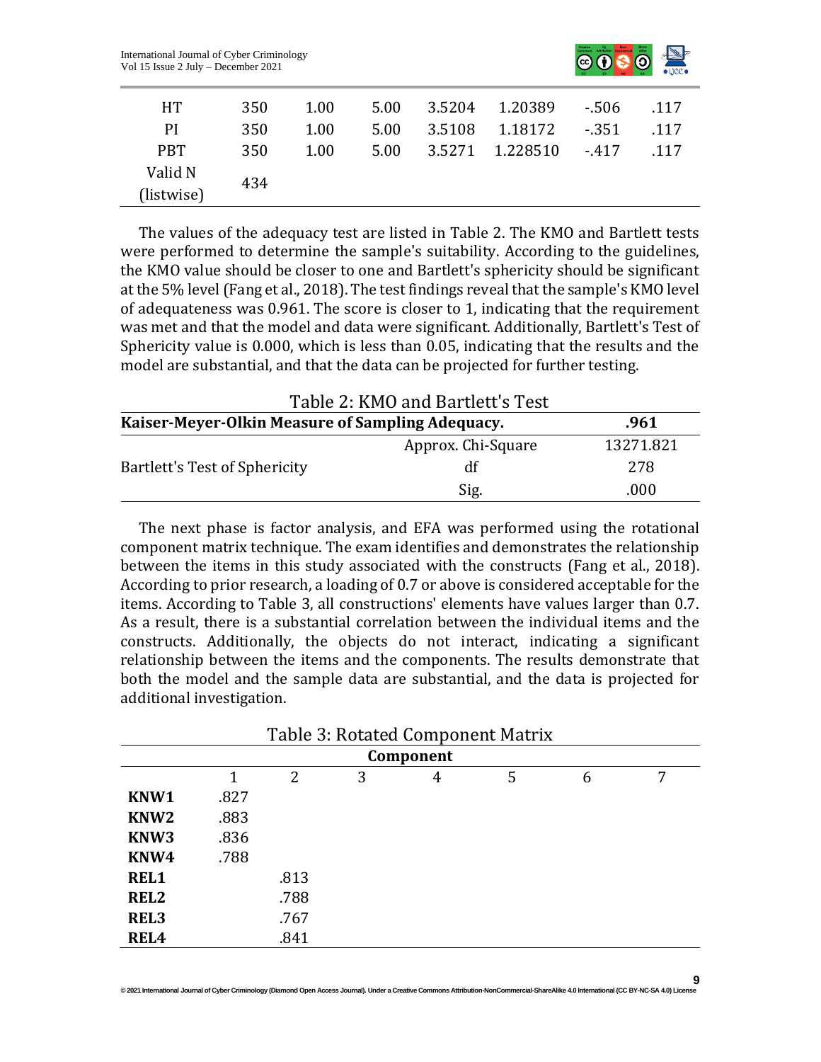| | | | | | | | |
|---|---|---|---|---|---|---|---|
| HT | 350 | 1.00 | 5.00 | 3.5204 | 1.20389 | -.506 | .117 |
| PI | 350 | 1.00 | 5.00 | 3.5108 | 1.18172 | -.351 | .117 |
| PBT | 350 | 1.00 | 5.00 | 3.5271 | 1.228510 | -.417 | .117 |
| Valid N (listwise) | 434 | | | | | | |

The values of the adequacy test are listed in Table 2. The KMO and Bartlett tests were performed to determine the sample's suitability. According to the guidelines, the KMO value should be closer to one and Bartlett's sphericity should be significant at the 5% level (Fang et al., 2018). The test findings reveal that the sample's KMO level of adequateness was 0.961. The score is closer to 1, indicating that the requirement was met and that the model and data were significant. Additionally, Bartlett's Test of Sphericity value is 0.000, which is less than 0.05, indicating that the results and the model are substantial, and that the data can be projected for further testing.

Table 2: KMO and Bartlett's Test

| **Kaiser-Meyer-Olkin Measure of Sampling Adequacy.** | | **.961** |
|---|---|---|
| Bartlett's Test of Sphericity | Approx. Chi-Square | 13271.821 |
| | df | 278 |
| | Sig. | .000 |

The next phase is factor analysis, and EFA was performed using the rotational component matrix technique. The exam identifies and demonstrates the relationship between the items in this study associated with the constructs (Fang et al., 2018). According to prior research, a loading of 0.7 or above is considered acceptable for the items. According to Table 3, all constructions' elements have values larger than 0.7. As a result, there is a substantial correlation between the individual items and the constructs. Additionally, the objects do not interact, indicating a significant relationship between the items and the components. The results demonstrate that both the model and the sample data are substantial, and the data is projected for additional investigation.

Table 3: Rotated Component Matrix

| | **Component** | | | | | | |
|---|---|---|---|---|---|---|---|
| | 1 | 2 | 3 | 4 | 5 | 6 | 7 |
| **KNW1** | .827 | | | | | | |
| **KNW2** | .883 | | | | | | |
| **KNW3** | .836 | | | | | | |
| **KNW4** | .788 | | | | | | |
| **REL1** | | .813 | | | | | |
| **REL2** | | .788 | | | | | |
| **REL3** | | .767 | | | | | |
| **REL4** | | .841 | | | | | |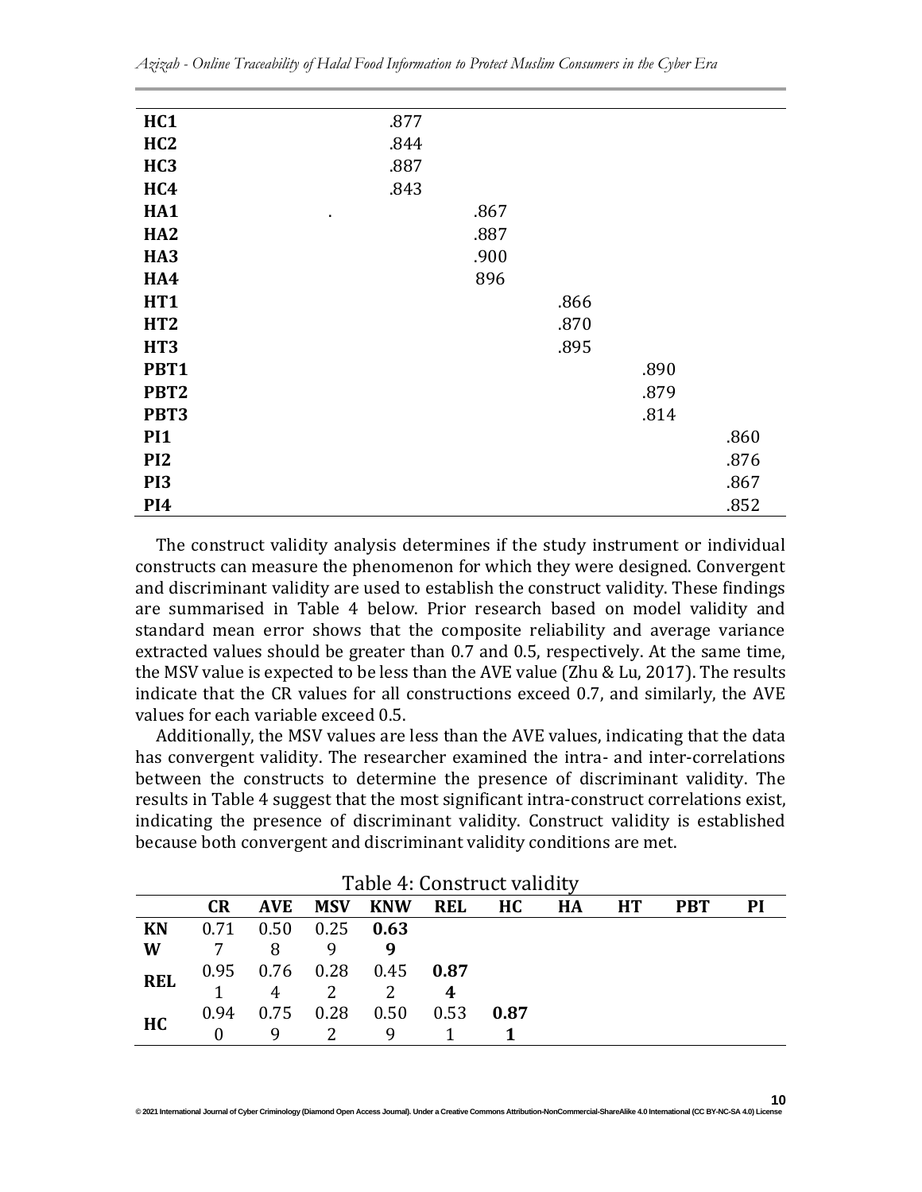| | | | | | | |
|---|---|---|---|---|---|---|
| **HC1** | | .877 | | | | |
| **HC2** | | .844 | | | | |
| **HC3** | | .887 | | | | |
| **HC4** | | .843 | | | | |
| **HA1** | . | | .867 | | | |
| **HA2** | | | .887 | | | |
| **HA3** | | | .900 | | | |
| **HA4** | | | 896 | | | |
| **HT1** | | | | .866 | | |
| **HT2** | | | | .870 | | |
| **HT3** | | | | .895 | | |
| **PBT1** | | | | | .890 | |
| **PBT2** | | | | | .879 | |
| **PBT3** | | | | | .814 | |
| **PI1** | | | | | | .860 |
| **PI2** | | | | | | .876 |
| **PI3** | | | | | | .867 |
| **PI4** | | | | | | .852 |

The construct validity analysis determines if the study instrument or individual constructs can measure the phenomenon for which they were designed. Convergent and discriminant validity are used to establish the construct validity. These findings are summarised in Table 4 below. Prior research based on model validity and standard mean error shows that the composite reliability and average variance extracted values should be greater than 0.7 and 0.5, respectively. At the same time, the MSV value is expected to be less than the AVE value (Zhu & Lu, 2017). The results indicate that the CR values for all constructions exceed 0.7, and similarly, the AVE values for each variable exceed 0.5.

Additionally, the MSV values are less than the AVE values, indicating that the data has convergent validity. The researcher examined the intra- and inter-correlations between the constructs to determine the presence of discriminant validity. The results in Table 4 suggest that the most significant intra-construct correlations exist, indicating the presence of discriminant validity. Construct validity is established because both convergent and discriminant validity conditions are met.

Table 4: Construct validity

| | CR | AVE | MSV | KNW | REL | HC | HA | HT | PBT | PI |
|---|---|---|---|---|---|---|---|---|---|---|
| **KNW** | 0.717 | 0.508 | 0.259 | **0.639** | | | | | | |
| **REL** | 0.951 | 0.764 | 0.282 | 0.452 | **0.874** | | | | | |
| **HC** | 0.940 | 0.759 | 0.282 | 0.509 | 0.531 | **0.871** | | | | |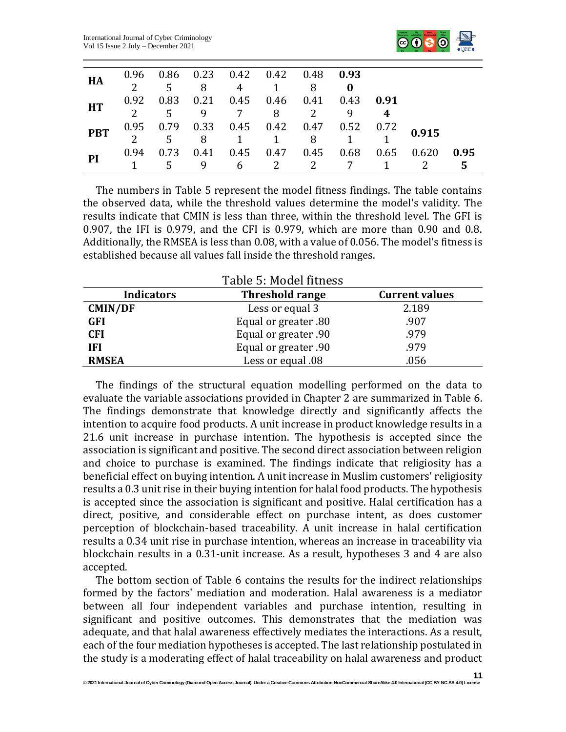| HA | 0.962 | 0.865 | 0.238 | 0.424 | 0.421 | 0.488 | **0.930** | | | |
|---|---|---|---|---|---|---|---|---|---|---|
| HT | 0.922 | 0.835 | 0.219 | 0.457 | 0.468 | 0.412 | 0.439 | **0.914** | | |
| PBT | 0.952 | 0.795 | 0.338 | 0.451 | 0.421 | 0.478 | 0.521 | 0.721 | **0.915** | |
| PI | 0.941 | 0.735 | 0.419 | 0.456 | 0.472 | 0.452 | 0.687 | 0.651 | 0.6202 | **0.955** |

The numbers in Table 5 represent the model fitness findings. The table contains the observed data, while the threshold values determine the model's validity. The results indicate that CMIN is less than three, within the threshold level. The GFI is 0.907, the IFI is 0.979, and the CFI is 0.979, which are more than 0.90 and 0.8. Additionally, the RMSEA is less than 0.08, with a value of 0.056. The model's fitness is established because all values fall inside the threshold ranges.

Table 5: Model fitness

| Indicators | Threshold range | Current values |
|---|---|---|
| **CMIN/DF** | Less or equal 3 | 2.189 |
| **GFI** | Equal or greater .80 | .907 |
| **CFI** | Equal or greater .90 | .979 |
| **IFI** | Equal or greater .90 | .979 |
| **RMSEA** | Less or equal .08 | .056 |

The findings of the structural equation modelling performed on the data to evaluate the variable associations provided in Chapter 2 are summarized in Table 6. The findings demonstrate that knowledge directly and significantly affects the intention to acquire food products. A unit increase in product knowledge results in a 21.6 unit increase in purchase intention. The hypothesis is accepted since the association is significant and positive. The second direct association between religion and choice to purchase is examined. The findings indicate that religiosity has a beneficial effect on buying intention. A unit increase in Muslim customers' religiosity results a 0.3 unit rise in their buying intention for halal food products. The hypothesis is accepted since the association is significant and positive. Halal certification has a direct, positive, and considerable effect on purchase intent, as does customer perception of blockchain-based traceability. A unit increase in halal certification results a 0.34 unit rise in purchase intention, whereas an increase in traceability via blockchain results in a 0.31-unit increase. As a result, hypotheses 3 and 4 are also accepted.

The bottom section of Table 6 contains the results for the indirect relationships formed by the factors' mediation and moderation. Halal awareness is a mediator between all four independent variables and purchase intention, resulting in significant and positive outcomes. This demonstrates that the mediation was adequate, and that halal awareness effectively mediates the interactions. As a result, each of the four mediation hypotheses is accepted. The last relationship postulated in the study is a moderating effect of halal traceability on halal awareness and product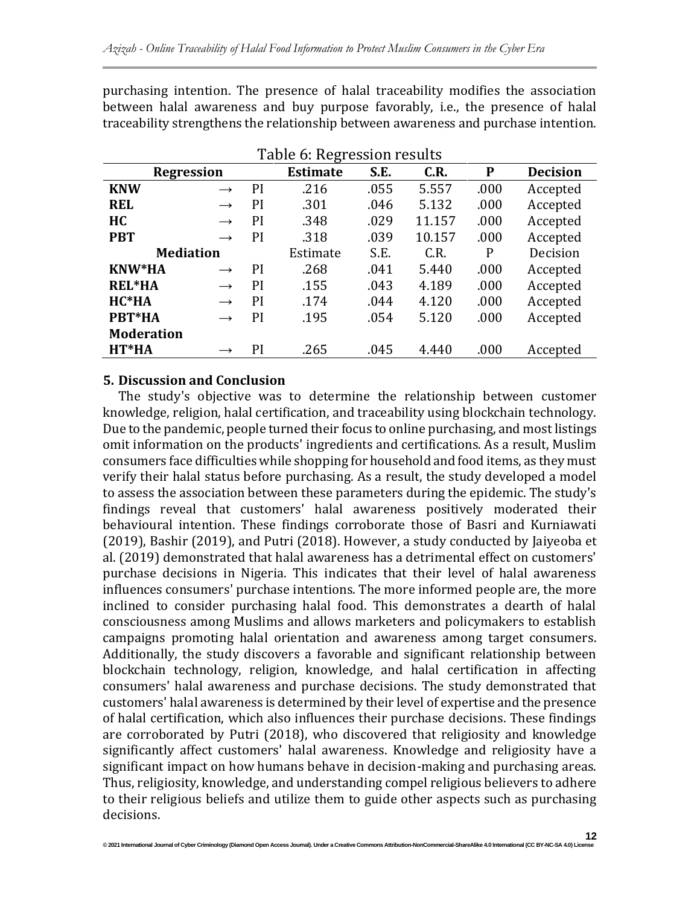purchasing intention. The presence of halal traceability modifies the association between halal awareness and buy purpose favorably, i.e., the presence of halal traceability strengthens the relationship between awareness and purchase intention.

Table 6: Regression results

| **Regression** | | | **Estimate** | **S.E.** | **C.R.** | **P** | **Decision** |
|---|---|---|---|---|---|---|---|
| **KNW** | → | PI | .216 | .055 | 5.557 | .000 | Accepted |
| **REL** | → | PI | .301 | .046 | 5.132 | .000 | Accepted |
| **HC** | → | PI | .348 | .029 | 11.157 | .000 | Accepted |
| **PBT** | → | PI | .318 | .039 | 10.157 | .000 | Accepted |
| **Mediation** | | | Estimate | S.E. | C.R. | P | Decision |
| **KNW*HA** | → | PI | .268 | .041 | 5.440 | .000 | Accepted |
| **REL*HA** | → | PI | .155 | .043 | 4.189 | .000 | Accepted |
| **HC*HA** | → | PI | .174 | .044 | 4.120 | .000 | Accepted |
| **PBT*HA** | → | PI | .195 | .054 | 5.120 | .000 | Accepted |
| **Moderation** | | | | | | | |
| **HT*HA** | → | PI | .265 | .045 | 4.440 | .000 | Accepted |

## 5. Discussion and Conclusion

The study's objective was to determine the relationship between customer knowledge, religion, halal certification, and traceability using blockchain technology. Due to the pandemic, people turned their focus to online purchasing, and most listings omit information on the products' ingredients and certifications. As a result, Muslim consumers face difficulties while shopping for household and food items, as they must verify their halal status before purchasing. As a result, the study developed a model to assess the association between these parameters during the epidemic. The study's findings reveal that customers' halal awareness positively moderated their behavioural intention. These findings corroborate those of Basri and Kurniawati (2019), Bashir (2019), and Putri (2018). However, a study conducted by Jaiyeoba et al. (2019) demonstrated that halal awareness has a detrimental effect on customers' purchase decisions in Nigeria. This indicates that their level of halal awareness influences consumers' purchase intentions. The more informed people are, the more inclined to consider purchasing halal food. This demonstrates a dearth of halal consciousness among Muslims and allows marketers and policymakers to establish campaigns promoting halal orientation and awareness among target consumers. Additionally, the study discovers a favorable and significant relationship between blockchain technology, religion, knowledge, and halal certification in affecting consumers' halal awareness and purchase decisions. The study demonstrated that customers' halal awareness is determined by their level of expertise and the presence of halal certification, which also influences their purchase decisions. These findings are corroborated by Putri (2018), who discovered that religiosity and knowledge significantly affect customers' halal awareness. Knowledge and religiosity have a significant impact on how humans behave in decision-making and purchasing areas. Thus, religiosity, knowledge, and understanding compel religious believers to adhere to their religious beliefs and utilize them to guide other aspects such as purchasing decisions.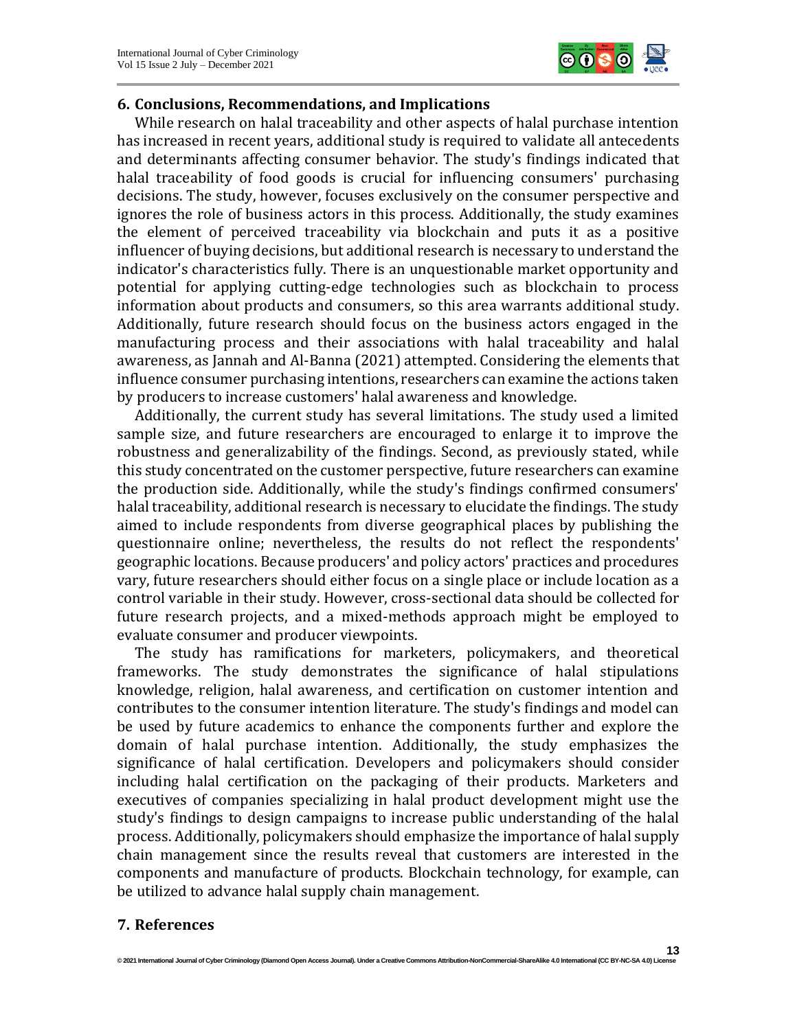## 6. Conclusions, Recommendations, and Implications

While research on halal traceability and other aspects of halal purchase intention has increased in recent years, additional study is required to validate all antecedents and determinants affecting consumer behavior. The study's findings indicated that halal traceability of food goods is crucial for influencing consumers' purchasing decisions. The study, however, focuses exclusively on the consumer perspective and ignores the role of business actors in this process. Additionally, the study examines the element of perceived traceability via blockchain and puts it as a positive influencer of buying decisions, but additional research is necessary to understand the indicator's characteristics fully. There is an unquestionable market opportunity and potential for applying cutting-edge technologies such as blockchain to process information about products and consumers, so this area warrants additional study. Additionally, future research should focus on the business actors engaged in the manufacturing process and their associations with halal traceability and halal awareness, as Jannah and Al-Banna (2021) attempted. Considering the elements that influence consumer purchasing intentions, researchers can examine the actions taken by producers to increase customers' halal awareness and knowledge.

Additionally, the current study has several limitations. The study used a limited sample size, and future researchers are encouraged to enlarge it to improve the robustness and generalizability of the findings. Second, as previously stated, while this study concentrated on the customer perspective, future researchers can examine the production side. Additionally, while the study's findings confirmed consumers' halal traceability, additional research is necessary to elucidate the findings. The study aimed to include respondents from diverse geographical places by publishing the questionnaire online; nevertheless, the results do not reflect the respondents' geographic locations. Because producers' and policy actors' practices and procedures vary, future researchers should either focus on a single place or include location as a control variable in their study. However, cross-sectional data should be collected for future research projects, and a mixed-methods approach might be employed to evaluate consumer and producer viewpoints.

The study has ramifications for marketers, policymakers, and theoretical frameworks. The study demonstrates the significance of halal stipulations knowledge, religion, halal awareness, and certification on customer intention and contributes to the consumer intention literature. The study's findings and model can be used by future academics to enhance the components further and explore the domain of halal purchase intention. Additionally, the study emphasizes the significance of halal certification. Developers and policymakers should consider including halal certification on the packaging of their products. Marketers and executives of companies specializing in halal product development might use the study's findings to design campaigns to increase public understanding of the halal process. Additionally, policymakers should emphasize the importance of halal supply chain management since the results reveal that customers are interested in the components and manufacture of products. Blockchain technology, for example, can be utilized to advance halal supply chain management.

## 7. References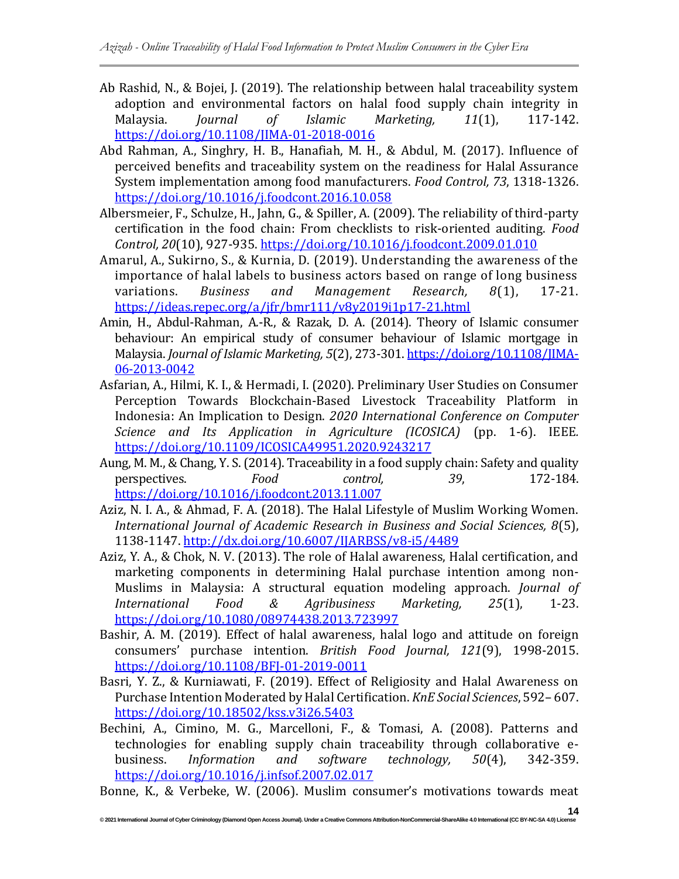Ab Rashid, N., & Bojei, J. (2019). The relationship between halal traceability system adoption and environmental factors on halal food supply chain integrity in Malaysia. *Journal of Islamic Marketing, 11*(1), 117-142. https://doi.org/10.1108/JIMA-01-2018-0016

Abd Rahman, A., Singhry, H. B., Hanafiah, M. H., & Abdul, M. (2017). Influence of perceived benefits and traceability system on the readiness for Halal Assurance System implementation among food manufacturers. *Food Control, 73*, 1318-1326. https://doi.org/10.1016/j.foodcont.2016.10.058

Albersmeier, F., Schulze, H., Jahn, G., & Spiller, A. (2009). The reliability of third-party certification in the food chain: From checklists to risk-oriented auditing. *Food Control, 20*(10), 927-935. https://doi.org/10.1016/j.foodcont.2009.01.010

Amarul, A., Sukirno, S., & Kurnia, D. (2019). Understanding the awareness of the importance of halal labels to business actors based on range of long business variations. *Business and Management Research, 8*(1), 17-21. https://ideas.repec.org/a/jfr/bmr111/v8y2019i1p17-21.html

Amin, H., Abdul-Rahman, A.-R., & Razak, D. A. (2014). Theory of Islamic consumer behaviour: An empirical study of consumer behaviour of Islamic mortgage in Malaysia. *Journal of Islamic Marketing, 5*(2), 273-301. https://doi.org/10.1108/JIMA-06-2013-0042

Asfarian, A., Hilmi, K. I., & Hermadi, I. (2020). Preliminary User Studies on Consumer Perception Towards Blockchain-Based Livestock Traceability Platform in Indonesia: An Implication to Design. *2020 International Conference on Computer Science and Its Application in Agriculture (ICOSICA)* (pp. 1-6). IEEE. https://doi.org/10.1109/ICOSICA49951.2020.9243217

Aung, M. M., & Chang, Y. S. (2014). Traceability in a food supply chain: Safety and quality perspectives. *Food control, 39*, 172-184. https://doi.org/10.1016/j.foodcont.2013.11.007

Aziz, N. I. A., & Ahmad, F. A. (2018). The Halal Lifestyle of Muslim Working Women. *International Journal of Academic Research in Business and Social Sciences, 8*(5), 1138-1147. http://dx.doi.org/10.6007/IJARBSS/v8-i5/4489

Aziz, Y. A., & Chok, N. V. (2013). The role of Halal awareness, Halal certification, and marketing components in determining Halal purchase intention among non-Muslims in Malaysia: A structural equation modeling approach. *Journal of International Food & Agribusiness Marketing, 25*(1), 1-23. https://doi.org/10.1080/08974438.2013.723997

Bashir, A. M. (2019). Effect of halal awareness, halal logo and attitude on foreign consumers' purchase intention. *British Food Journal, 121*(9), 1998-2015. https://doi.org/10.1108/BFJ-01-2019-0011

Basri, Y. Z., & Kurniawati, F. (2019). Effect of Religiosity and Halal Awareness on Purchase Intention Moderated by Halal Certification. *KnE Social Sciences*, 592– 607. https://doi.org/10.18502/kss.v3i26.5403

Bechini, A., Cimino, M. G., Marcelloni, F., & Tomasi, A. (2008). Patterns and technologies for enabling supply chain traceability through collaborative e-business. *Information and software technology, 50*(4), 342-359. https://doi.org/10.1016/j.infsof.2007.02.017

Bonne, K., & Verbeke, W. (2006). Muslim consumer's motivations towards meat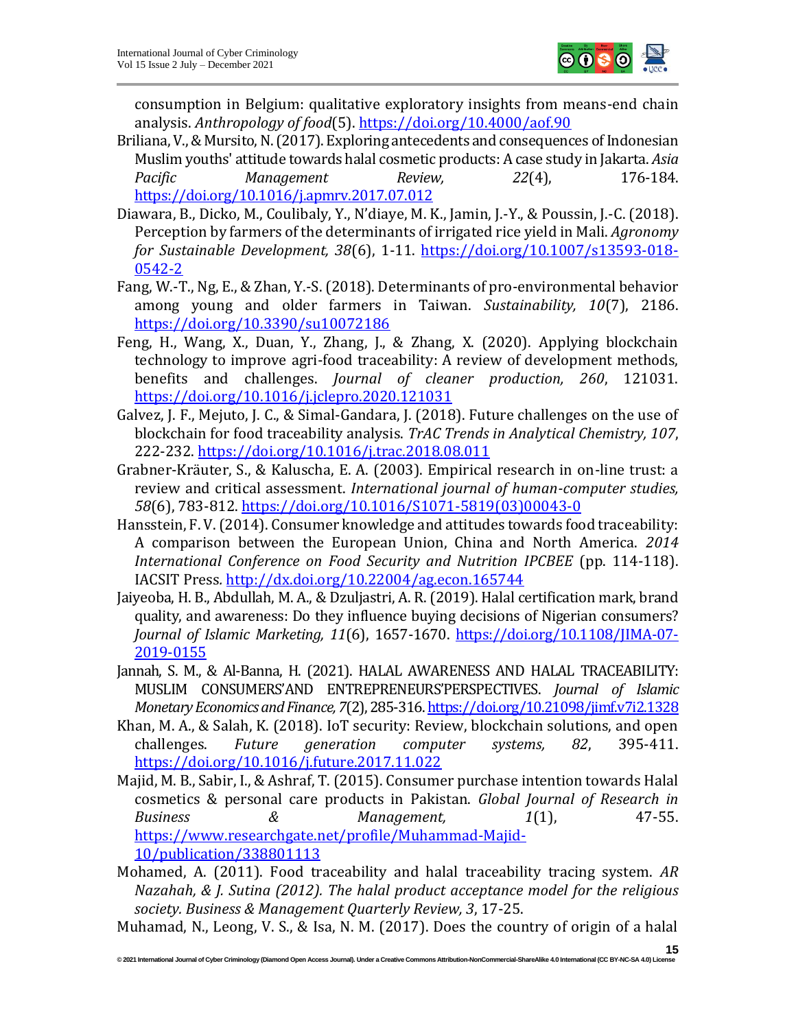consumption in Belgium: qualitative exploratory insights from means-end chain analysis. *Anthropology of food*(5). https://doi.org/10.4000/aof.90

Briliana, V., & Mursito, N. (2017). Exploring antecedents and consequences of Indonesian Muslim youths' attitude towards halal cosmetic products: A case study in Jakarta. *Asia Pacific Management Review, 22*(4), 176-184. https://doi.org/10.1016/j.apmrv.2017.07.012

Diawara, B., Dicko, M., Coulibaly, Y., N'diaye, M. K., Jamin, J.-Y., & Poussin, J.-C. (2018). Perception by farmers of the determinants of irrigated rice yield in Mali. *Agronomy for Sustainable Development, 38*(6), 1-11. https://doi.org/10.1007/s13593-018-0542-2

Fang, W.-T., Ng, E., & Zhan, Y.-S. (2018). Determinants of pro-environmental behavior among young and older farmers in Taiwan. *Sustainability, 10*(7), 2186. https://doi.org/10.3390/su10072186

Feng, H., Wang, X., Duan, Y., Zhang, J., & Zhang, X. (2020). Applying blockchain technology to improve agri-food traceability: A review of development methods, benefits and challenges. *Journal of cleaner production, 260*, 121031. https://doi.org/10.1016/j.jclepro.2020.121031

Galvez, J. F., Mejuto, J. C., & Simal-Gandara, J. (2018). Future challenges on the use of blockchain for food traceability analysis. *TrAC Trends in Analytical Chemistry, 107*, 222-232. https://doi.org/10.1016/j.trac.2018.08.011

Grabner-Kräuter, S., & Kaluscha, E. A. (2003). Empirical research in on-line trust: a review and critical assessment. *International journal of human-computer studies, 58*(6), 783-812. https://doi.org/10.1016/S1071-5819(03)00043-0

Hansstein, F. V. (2014). Consumer knowledge and attitudes towards food traceability: A comparison between the European Union, China and North America. *2014 International Conference on Food Security and Nutrition IPCBEE* (pp. 114-118). IACSIT Press. http://dx.doi.org/10.22004/ag.econ.165744

Jaiyeoba, H. B., Abdullah, M. A., & Dzuljastri, A. R. (2019). Halal certification mark, brand quality, and awareness: Do they influence buying decisions of Nigerian consumers? *Journal of Islamic Marketing, 11*(6), 1657-1670. https://doi.org/10.1108/JIMA-07-2019-0155

Jannah, S. M., & Al-Banna, H. (2021). HALAL AWARENESS AND HALAL TRACEABILITY: MUSLIM CONSUMERS'AND ENTREPRENEURS'PERSPECTIVES. *Journal of Islamic Monetary Economics and Finance, 7*(2), 285-316. https://doi.org/10.21098/jimf.v7i2.1328

Khan, M. A., & Salah, K. (2018). IoT security: Review, blockchain solutions, and open challenges. *Future generation computer systems, 82*, 395-411. https://doi.org/10.1016/j.future.2017.11.022

Majid, M. B., Sabir, I., & Ashraf, T. (2015). Consumer purchase intention towards Halal cosmetics & personal care products in Pakistan. *Global Journal of Research in Business & Management, 1*(1), 47-55. https://www.researchgate.net/profile/Muhammad-Majid-10/publication/338801113

Mohamed, A. (2011). Food traceability and halal traceability tracing system. *AR Nazahah, & J. Sutina (2012). The halal product acceptance model for the religious society. Business & Management Quarterly Review, 3*, 17-25.

Muhamad, N., Leong, V. S., & Isa, N. M. (2017). Does the country of origin of a halal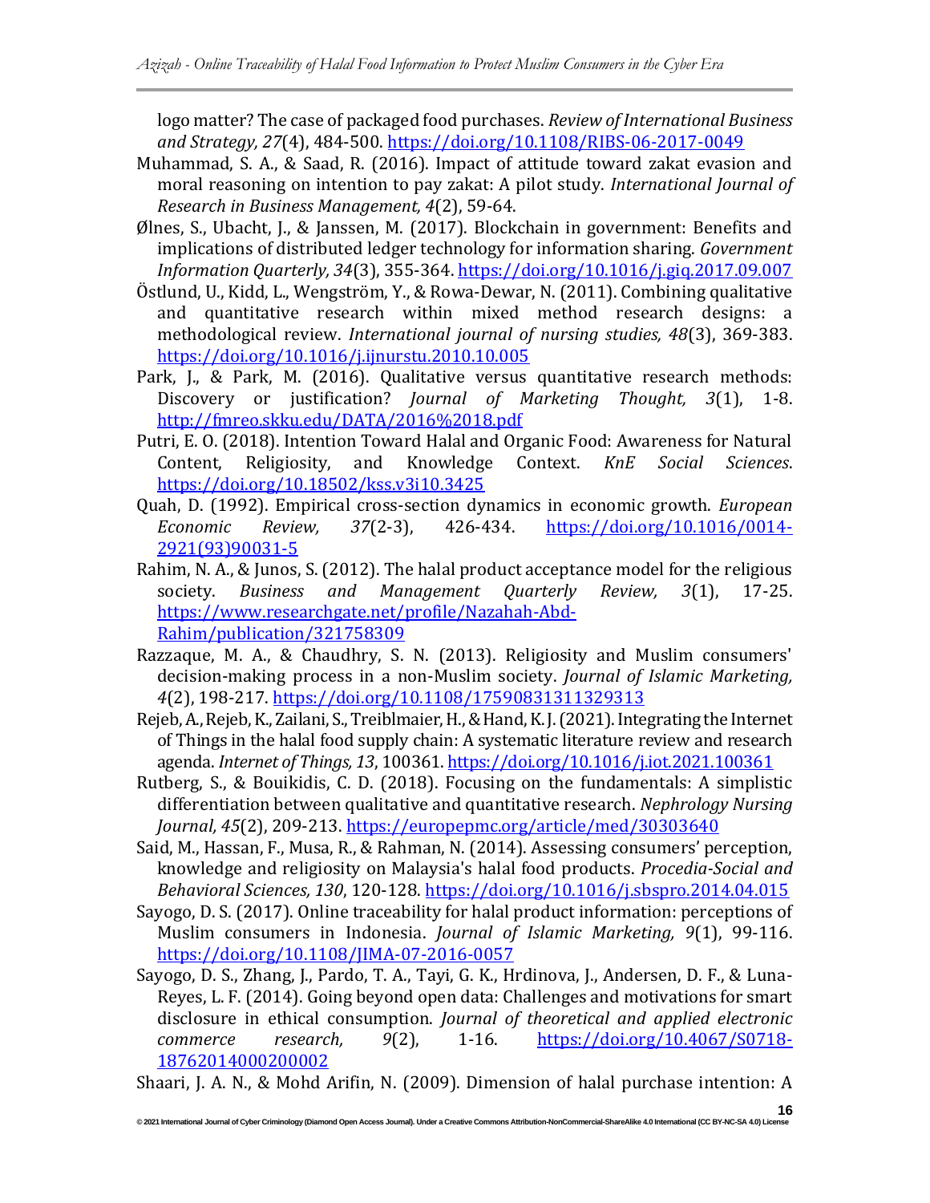logo matter? The case of packaged food purchases. *Review of International Business and Strategy, 27*(4), 484-500. https://doi.org/10.1108/RIBS-06-2017-0049

Muhammad, S. A., & Saad, R. (2016). Impact of attitude toward zakat evasion and moral reasoning on intention to pay zakat: A pilot study. *International Journal of Research in Business Management, 4*(2), 59-64.

Ølnes, S., Ubacht, J., & Janssen, M. (2017). Blockchain in government: Benefits and implications of distributed ledger technology for information sharing. *Government Information Quarterly, 34*(3), 355-364. https://doi.org/10.1016/j.giq.2017.09.007

Östlund, U., Kidd, L., Wengström, Y., & Rowa-Dewar, N. (2011). Combining qualitative and quantitative research within mixed method research designs: a methodological review. *International journal of nursing studies, 48*(3), 369-383. https://doi.org/10.1016/j.ijnurstu.2010.10.005

Park, J., & Park, M. (2016). Qualitative versus quantitative research methods: Discovery or justification? *Journal of Marketing Thought, 3*(1), 1-8. http://fmreo.skku.edu/DATA/2016%2018.pdf

Putri, E. O. (2018). Intention Toward Halal and Organic Food: Awareness for Natural Content, Religiosity, and Knowledge Context. *KnE Social Sciences*. https://doi.org/10.18502/kss.v3i10.3425

Quah, D. (1992). Empirical cross-section dynamics in economic growth. *European Economic Review, 37*(2-3), 426-434. https://doi.org/10.1016/0014-2921(93)90031-5

Rahim, N. A., & Junos, S. (2012). The halal product acceptance model for the religious society. *Business and Management Quarterly Review, 3*(1), 17-25. https://www.researchgate.net/profile/Nazahah-Abd-Rahim/publication/321758309

Razzaque, M. A., & Chaudhry, S. N. (2013). Religiosity and Muslim consumers' decision-making process in a non-Muslim society. *Journal of Islamic Marketing, 4*(2), 198-217. https://doi.org/10.1108/17590831311329313

Rejeb, A., Rejeb, K., Zailani, S., Treiblmaier, H., & Hand, K. J. (2021). Integrating the Internet of Things in the halal food supply chain: A systematic literature review and research agenda. *Internet of Things, 13*, 100361. https://doi.org/10.1016/j.iot.2021.100361

Rutberg, S., & Bouikidis, C. D. (2018). Focusing on the fundamentals: A simplistic differentiation between qualitative and quantitative research. *Nephrology Nursing Journal, 45*(2), 209-213. https://europepmc.org/article/med/30303640

Said, M., Hassan, F., Musa, R., & Rahman, N. (2014). Assessing consumers' perception, knowledge and religiosity on Malaysia's halal food products. *Procedia-Social and Behavioral Sciences, 130*, 120-128. https://doi.org/10.1016/j.sbspro.2014.04.015

Sayogo, D. S. (2017). Online traceability for halal product information: perceptions of Muslim consumers in Indonesia. *Journal of Islamic Marketing, 9*(1), 99-116. https://doi.org/10.1108/JIMA-07-2016-0057

Sayogo, D. S., Zhang, J., Pardo, T. A., Tayi, G. K., Hrdinova, J., Andersen, D. F., & Luna-Reyes, L. F. (2014). Going beyond open data: Challenges and motivations for smart disclosure in ethical consumption. *Journal of theoretical and applied electronic commerce research, 9*(2), 1-16. https://doi.org/10.4067/S0718-18762014000200002

Shaari, J. A. N., & Mohd Arifin, N. (2009). Dimension of halal purchase intention: A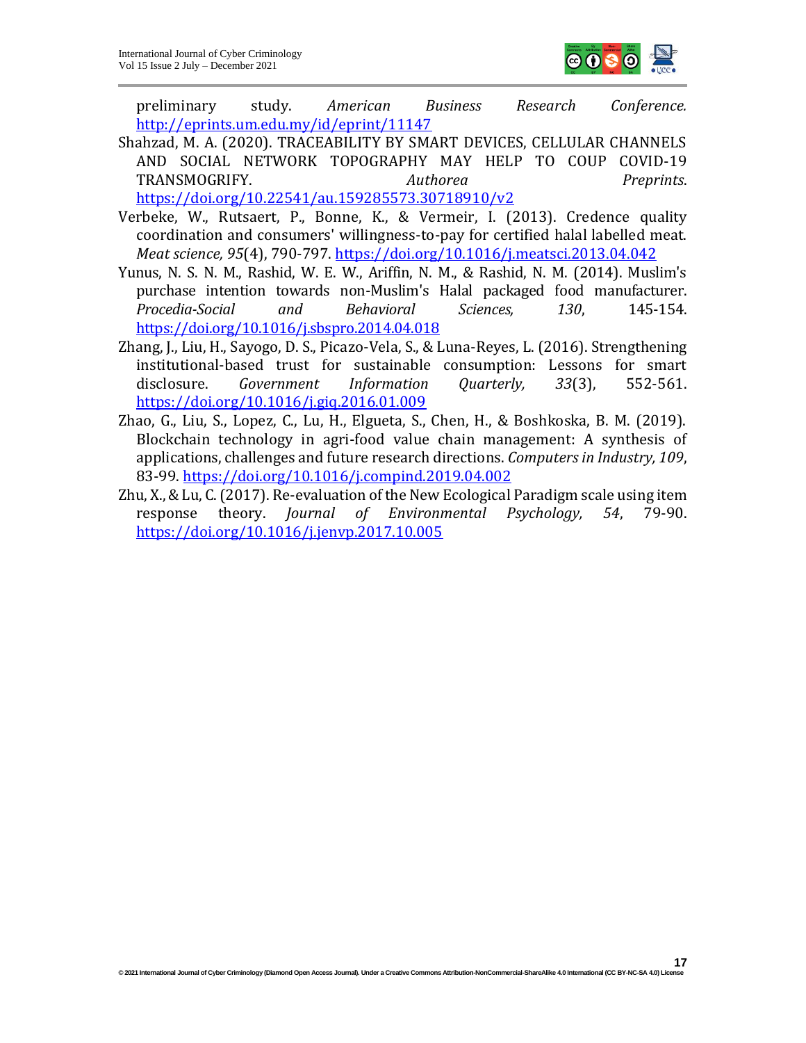preliminary study. *American Business Research Conference.* http://eprints.um.edu.my/id/eprint/11147

Shahzad, M. A. (2020). TRACEABILITY BY SMART DEVICES, CELLULAR CHANNELS AND SOCIAL NETWORK TOPOGRAPHY MAY HELP TO COUP COVID-19 TRANSMOGRIFY. *Authorea Preprints*. https://doi.org/10.22541/au.159285573.30718910/v2

Verbeke, W., Rutsaert, P., Bonne, K., & Vermeir, I. (2013). Credence quality coordination and consumers' willingness-to-pay for certified halal labelled meat. *Meat science, 95*(4), 790-797. https://doi.org/10.1016/j.meatsci.2013.04.042

Yunus, N. S. N. M., Rashid, W. E. W., Ariffin, N. M., & Rashid, N. M. (2014). Muslim's purchase intention towards non-Muslim's Halal packaged food manufacturer. *Procedia-Social and Behavioral Sciences, 130*, 145-154. https://doi.org/10.1016/j.sbspro.2014.04.018

Zhang, J., Liu, H., Sayogo, D. S., Picazo-Vela, S., & Luna-Reyes, L. (2016). Strengthening institutional-based trust for sustainable consumption: Lessons for smart disclosure. *Government Information Quarterly, 33*(3), 552-561. https://doi.org/10.1016/j.giq.2016.01.009

Zhao, G., Liu, S., Lopez, C., Lu, H., Elgueta, S., Chen, H., & Boshkoska, B. M. (2019). Blockchain technology in agri-food value chain management: A synthesis of applications, challenges and future research directions. *Computers in Industry, 109*, 83-99. https://doi.org/10.1016/j.compind.2019.04.002

Zhu, X., & Lu, C. (2017). Re-evaluation of the New Ecological Paradigm scale using item response theory. *Journal of Environmental Psychology, 54*, 79-90. https://doi.org/10.1016/j.jenvp.2017.10.005